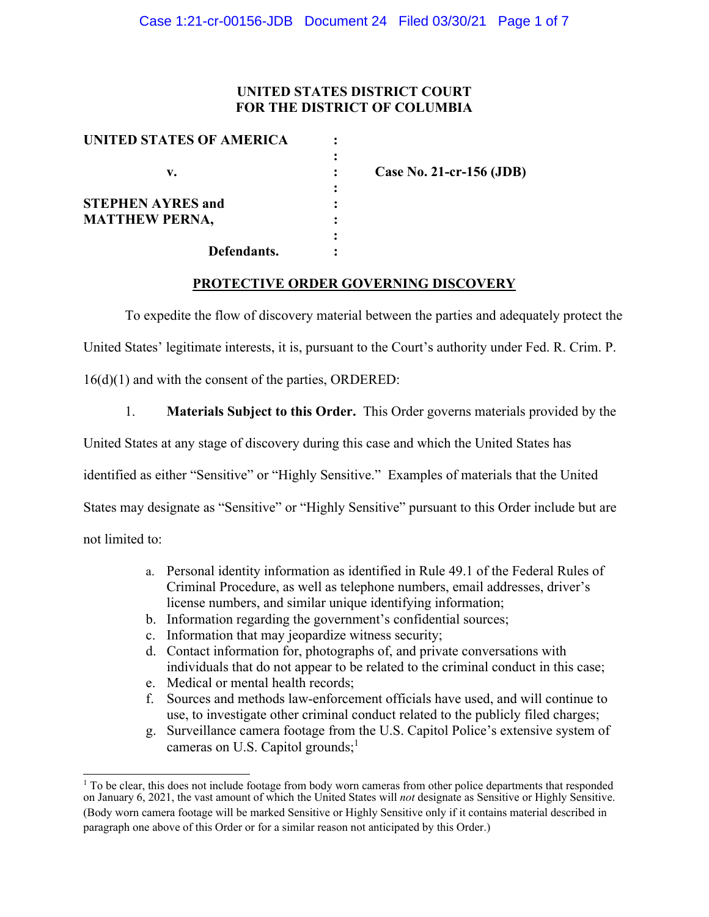**UNITED STATES DISTRICT COURT**
**FOR THE DISTRICT OF COLUMBIA**

| | | |
|---|---|---|
| **UNITED STATES OF AMERICA** | : | |
| **v.** | : | **Case No. 21-cr-156 (JDB)** |
| **STEPHEN AYRES and MATTHEW PERNA,** | : | |
| **Defendants.** | : | |

## PROTECTIVE ORDER GOVERNING DISCOVERY

To expedite the flow of discovery material between the parties and adequately protect the United States' legitimate interests, it is, pursuant to the Court's authority under Fed. R. Crim. P. 16(d)(1) and with the consent of the parties, ORDERED:

1. **Materials Subject to this Order.** This Order governs materials provided by the United States at any stage of discovery during this case and which the United States has identified as either "Sensitive" or "Highly Sensitive." Examples of materials that the United States may designate as "Sensitive" or "Highly Sensitive" pursuant to this Order include but are not limited to:

   a. Personal identity information as identified in Rule 49.1 of the Federal Rules of Criminal Procedure, as well as telephone numbers, email addresses, driver's license numbers, and similar unique identifying information;
   b. Information regarding the government's confidential sources;
   c. Information that may jeopardize witness security;
   d. Contact information for, photographs of, and private conversations with individuals that do not appear to be related to the criminal conduct in this case;
   e. Medical or mental health records;
   f. Sources and methods law-enforcement officials have used, and will continue to use, to investigate other criminal conduct related to the publicly filed charges;
   g. Surveillance camera footage from the U.S. Capitol Police's extensive system of cameras on U.S. Capitol grounds;[1]

[1] To be clear, this does not include footage from body worn cameras from other police departments that responded on January 6, 2021, the vast amount of which the United States will *not* designate as Sensitive or Highly Sensitive. (Body worn camera footage will be marked Sensitive or Highly Sensitive only if it contains material described in paragraph one above of this Order or for a similar reason not anticipated by this Order.)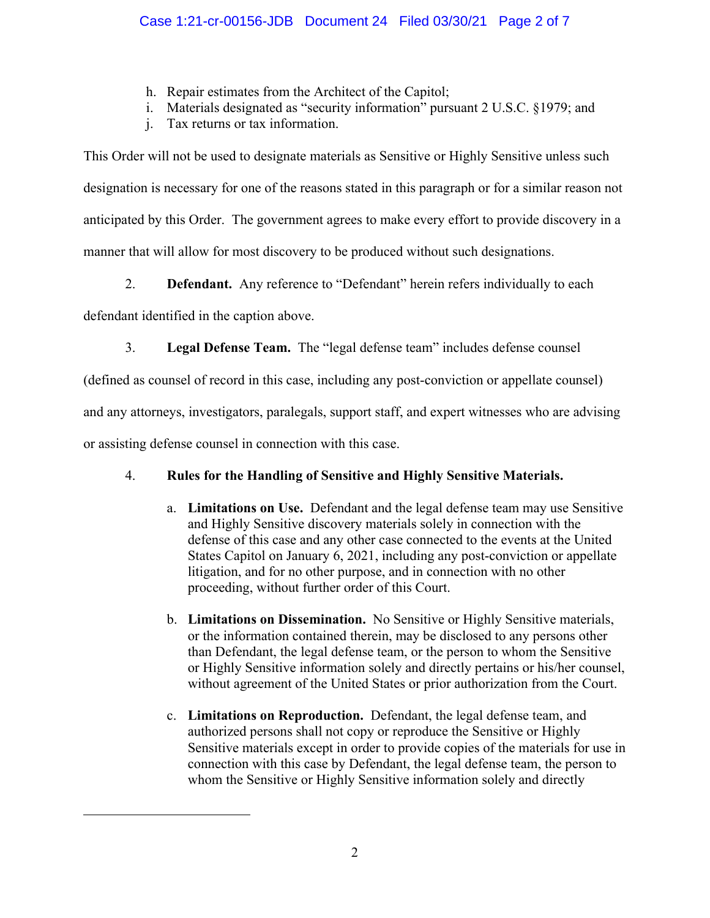h. Repair estimates from the Architect of the Capitol;
i. Materials designated as "security information" pursuant 2 U.S.C. §1979; and
j. Tax returns or tax information.

This Order will not be used to designate materials as Sensitive or Highly Sensitive unless such designation is necessary for one of the reasons stated in this paragraph or for a similar reason not anticipated by this Order. The government agrees to make every effort to provide discovery in a manner that will allow for most discovery to be produced without such designations.

2. **Defendant.** Any reference to "Defendant" herein refers individually to each defendant identified in the caption above.

3. **Legal Defense Team.** The "legal defense team" includes defense counsel (defined as counsel of record in this case, including any post-conviction or appellate counsel) and any attorneys, investigators, paralegals, support staff, and expert witnesses who are advising or assisting defense counsel in connection with this case.

4. **Rules for the Handling of Sensitive and Highly Sensitive Materials.**

   a. **Limitations on Use.** Defendant and the legal defense team may use Sensitive and Highly Sensitive discovery materials solely in connection with the defense of this case and any other case connected to the events at the United States Capitol on January 6, 2021, including any post-conviction or appellate litigation, and for no other purpose, and in connection with no other proceeding, without further order of this Court.

   b. **Limitations on Dissemination.** No Sensitive or Highly Sensitive materials, or the information contained therein, may be disclosed to any persons other than Defendant, the legal defense team, or the person to whom the Sensitive or Highly Sensitive information solely and directly pertains or his/her counsel, without agreement of the United States or prior authorization from the Court.

   c. **Limitations on Reproduction.** Defendant, the legal defense team, and authorized persons shall not copy or reproduce the Sensitive or Highly Sensitive materials except in order to provide copies of the materials for use in connection with this case by Defendant, the legal defense team, the person to whom the Sensitive or Highly Sensitive information solely and directly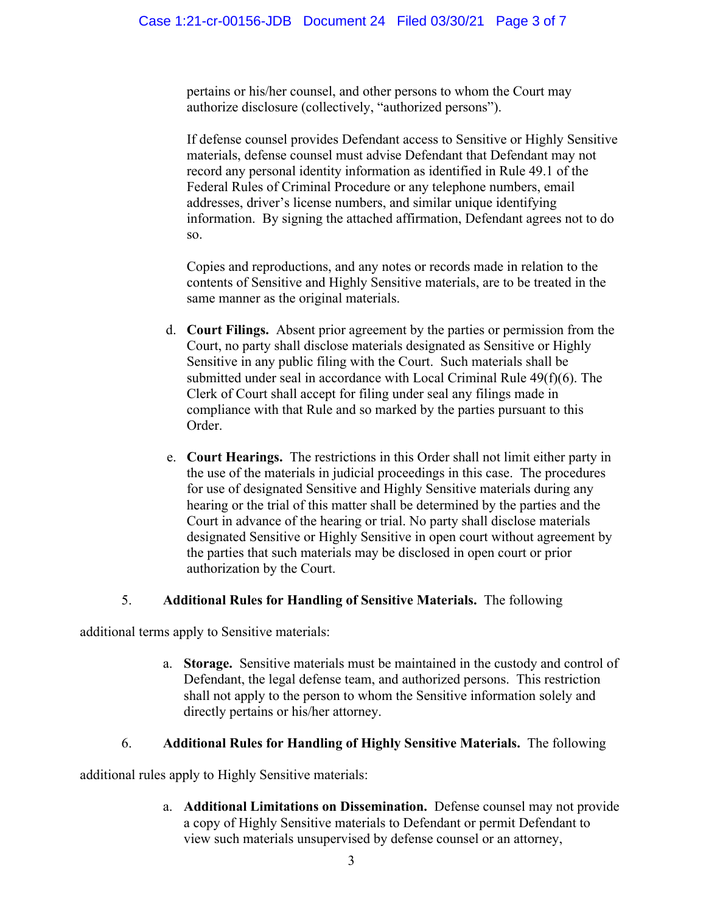pertains or his/her counsel, and other persons to whom the Court may authorize disclosure (collectively, "authorized persons").

If defense counsel provides Defendant access to Sensitive or Highly Sensitive materials, defense counsel must advise Defendant that Defendant may not record any personal identity information as identified in Rule 49.1 of the Federal Rules of Criminal Procedure or any telephone numbers, email addresses, driver's license numbers, and similar unique identifying information. By signing the attached affirmation, Defendant agrees not to do so.

Copies and reproductions, and any notes or records made in relation to the contents of Sensitive and Highly Sensitive materials, are to be treated in the same manner as the original materials.

d. **Court Filings.** Absent prior agreement by the parties or permission from the Court, no party shall disclose materials designated as Sensitive or Highly Sensitive in any public filing with the Court. Such materials shall be submitted under seal in accordance with Local Criminal Rule 49(f)(6). The Clerk of Court shall accept for filing under seal any filings made in compliance with that Rule and so marked by the parties pursuant to this Order.

e. **Court Hearings.** The restrictions in this Order shall not limit either party in the use of the materials in judicial proceedings in this case. The procedures for use of designated Sensitive and Highly Sensitive materials during any hearing or the trial of this matter shall be determined by the parties and the Court in advance of the hearing or trial. No party shall disclose materials designated Sensitive or Highly Sensitive in open court without agreement by the parties that such materials may be disclosed in open court or prior authorization by the Court.

5. **Additional Rules for Handling of Sensitive Materials.** The following additional terms apply to Sensitive materials:

a. **Storage.** Sensitive materials must be maintained in the custody and control of Defendant, the legal defense team, and authorized persons. This restriction shall not apply to the person to whom the Sensitive information solely and directly pertains or his/her attorney.

6. **Additional Rules for Handling of Highly Sensitive Materials.** The following additional rules apply to Highly Sensitive materials:

a. **Additional Limitations on Dissemination.** Defense counsel may not provide a copy of Highly Sensitive materials to Defendant or permit Defendant to view such materials unsupervised by defense counsel or an attorney,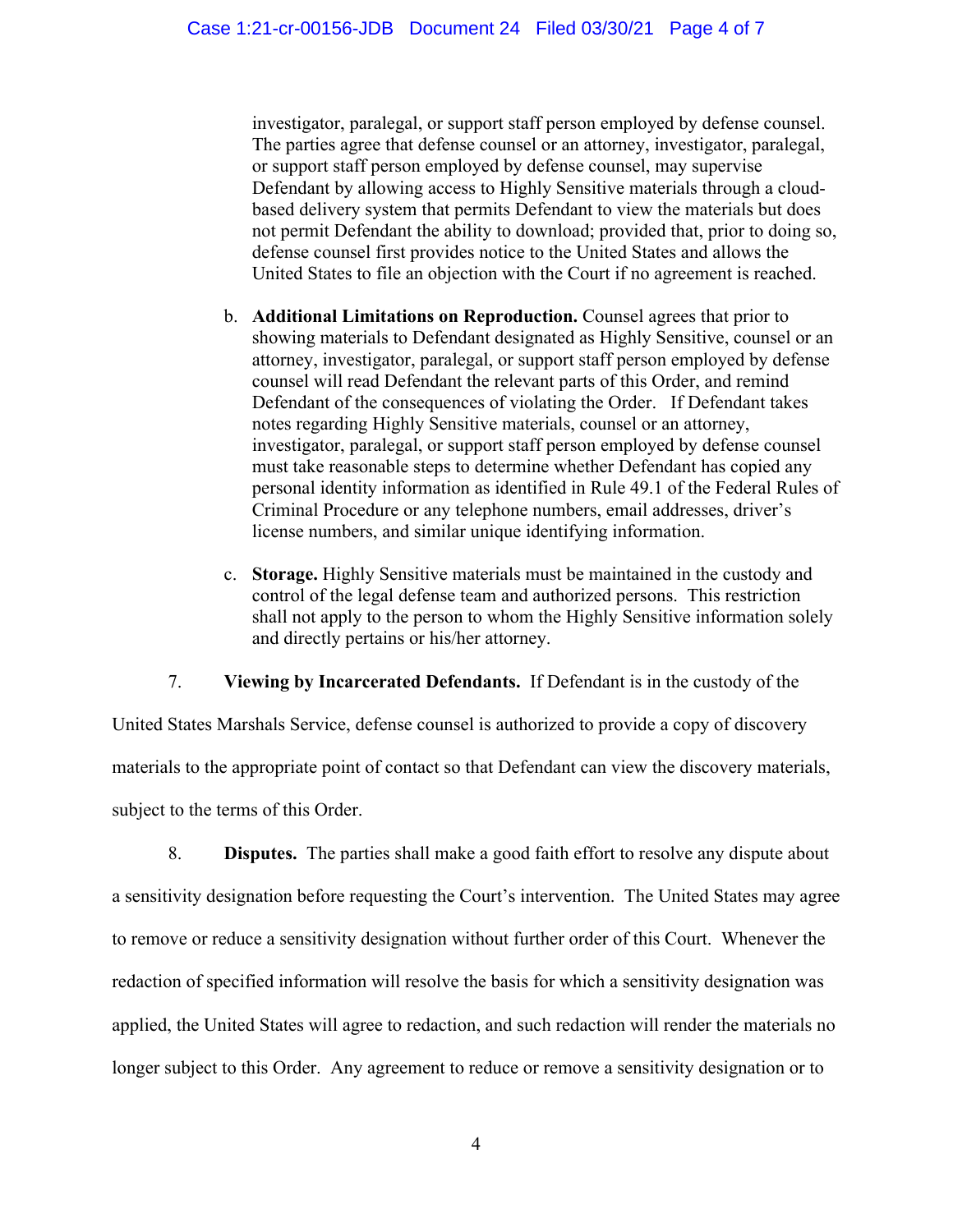investigator, paralegal, or support staff person employed by defense counsel. The parties agree that defense counsel or an attorney, investigator, paralegal, or support staff person employed by defense counsel, may supervise Defendant by allowing access to Highly Sensitive materials through a cloud-based delivery system that permits Defendant to view the materials but does not permit Defendant the ability to download; provided that, prior to doing so, defense counsel first provides notice to the United States and allows the United States to file an objection with the Court if no agreement is reached.

b. **Additional Limitations on Reproduction.** Counsel agrees that prior to showing materials to Defendant designated as Highly Sensitive, counsel or an attorney, investigator, paralegal, or support staff person employed by defense counsel will read Defendant the relevant parts of this Order, and remind Defendant of the consequences of violating the Order. If Defendant takes notes regarding Highly Sensitive materials, counsel or an attorney, investigator, paralegal, or support staff person employed by defense counsel must take reasonable steps to determine whether Defendant has copied any personal identity information as identified in Rule 49.1 of the Federal Rules of Criminal Procedure or any telephone numbers, email addresses, driver's license numbers, and similar unique identifying information.

c. **Storage.** Highly Sensitive materials must be maintained in the custody and control of the legal defense team and authorized persons. This restriction shall not apply to the person to whom the Highly Sensitive information solely and directly pertains or his/her attorney.

7. **Viewing by Incarcerated Defendants.** If Defendant is in the custody of the United States Marshals Service, defense counsel is authorized to provide a copy of discovery materials to the appropriate point of contact so that Defendant can view the discovery materials, subject to the terms of this Order.

8. **Disputes.** The parties shall make a good faith effort to resolve any dispute about a sensitivity designation before requesting the Court's intervention. The United States may agree to remove or reduce a sensitivity designation without further order of this Court. Whenever the redaction of specified information will resolve the basis for which a sensitivity designation was applied, the United States will agree to redaction, and such redaction will render the materials no longer subject to this Order. Any agreement to reduce or remove a sensitivity designation or to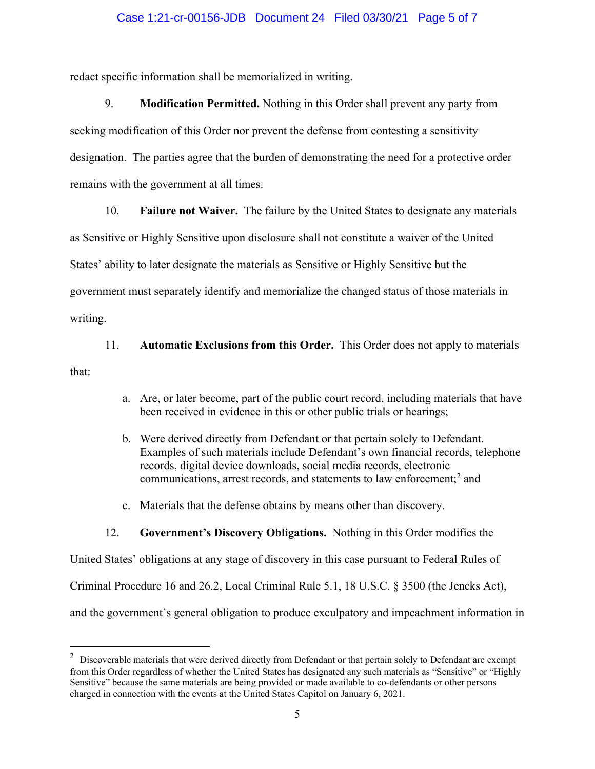redact specific information shall be memorialized in writing.

9. **Modification Permitted.** Nothing in this Order shall prevent any party from seeking modification of this Order nor prevent the defense from contesting a sensitivity designation. The parties agree that the burden of demonstrating the need for a protective order remains with the government at all times.

10. **Failure not Waiver.** The failure by the United States to designate any materials as Sensitive or Highly Sensitive upon disclosure shall not constitute a waiver of the United States' ability to later designate the materials as Sensitive or Highly Sensitive but the government must separately identify and memorialize the changed status of those materials in writing.

11. **Automatic Exclusions from this Order.** This Order does not apply to materials that:

a. Are, or later become, part of the public court record, including materials that have been received in evidence in this or other public trials or hearings;

b. Were derived directly from Defendant or that pertain solely to Defendant. Examples of such materials include Defendant's own financial records, telephone records, digital device downloads, social media records, electronic communications, arrest records, and statements to law enforcement;[2] and

c. Materials that the defense obtains by means other than discovery.

12. **Government's Discovery Obligations.** Nothing in this Order modifies the United States' obligations at any stage of discovery in this case pursuant to Federal Rules of Criminal Procedure 16 and 26.2, Local Criminal Rule 5.1, 18 U.S.C. § 3500 (the Jencks Act), and the government's general obligation to produce exculpatory and impeachment information in

---

[2] Discoverable materials that were derived directly from Defendant or that pertain solely to Defendant are exempt from this Order regardless of whether the United States has designated any such materials as "Sensitive" or "Highly Sensitive" because the same materials are being provided or made available to co-defendants or other persons charged in connection with the events at the United States Capitol on January 6, 2021.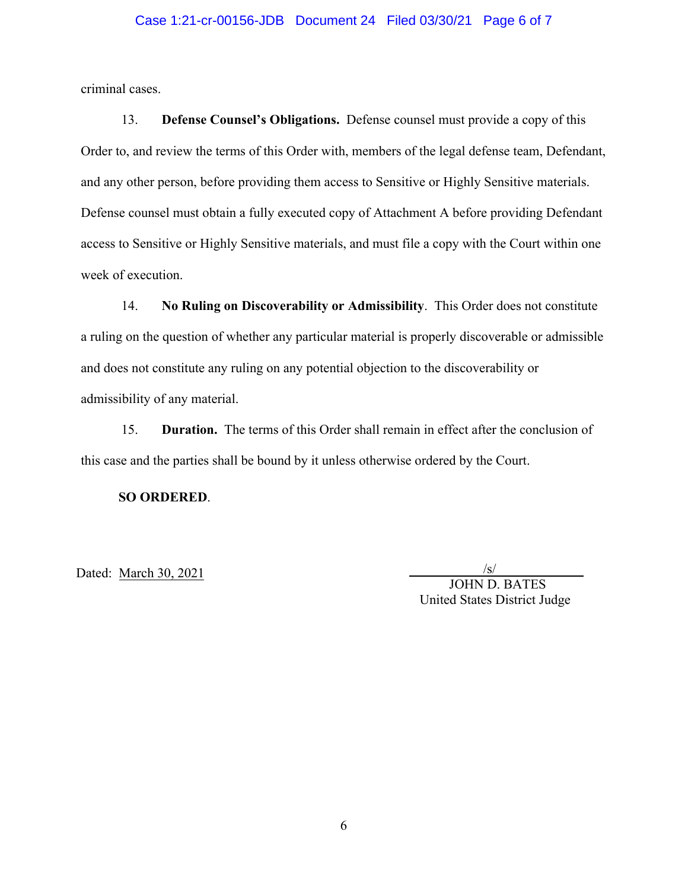criminal cases.

13. **Defense Counsel's Obligations.** Defense counsel must provide a copy of this Order to, and review the terms of this Order with, members of the legal defense team, Defendant, and any other person, before providing them access to Sensitive or Highly Sensitive materials. Defense counsel must obtain a fully executed copy of Attachment A before providing Defendant access to Sensitive or Highly Sensitive materials, and must file a copy with the Court within one week of execution.

14. **No Ruling on Discoverability or Admissibility**. This Order does not constitute a ruling on the question of whether any particular material is properly discoverable or admissible and does not constitute any ruling on any potential objection to the discoverability or admissibility of any material.

15. **Duration.** The terms of this Order shall remain in effect after the conclusion of this case and the parties shall be bound by it unless otherwise ordered by the Court.

**SO ORDERED**.

Dated: March 30, 2021

/s/
JOHN D. BATES
United States District Judge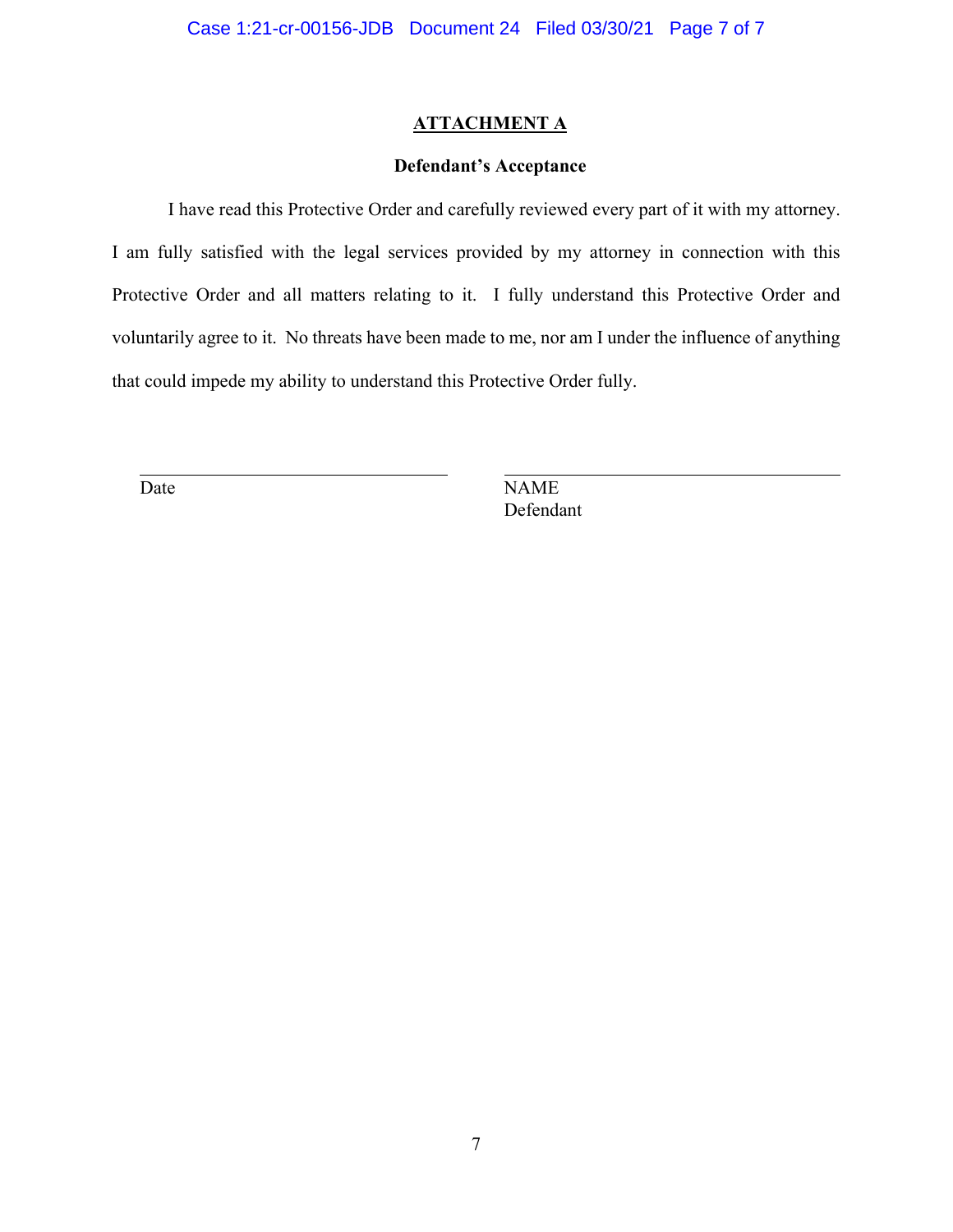## ATTACHMENT A

### Defendant's Acceptance

I have read this Protective Order and carefully reviewed every part of it with my attorney. I am fully satisfied with the legal services provided by my attorney in connection with this Protective Order and all matters relating to it. I fully understand this Protective Order and voluntarily agree to it. No threats have been made to me, nor am I under the influence of anything that could impede my ability to understand this Protective Order fully.

\_\_\_\_\_\_\_\_\_\_\_\_\_\_\_\_\_\_\_\_\_\_\_\_\_\_\_\_\_\_
Date

\_\_\_\_\_\_\_\_\_\_\_\_\_\_\_\_\_\_\_\_\_\_\_\_\_\_\_\_\_\_
NAME
Defendant